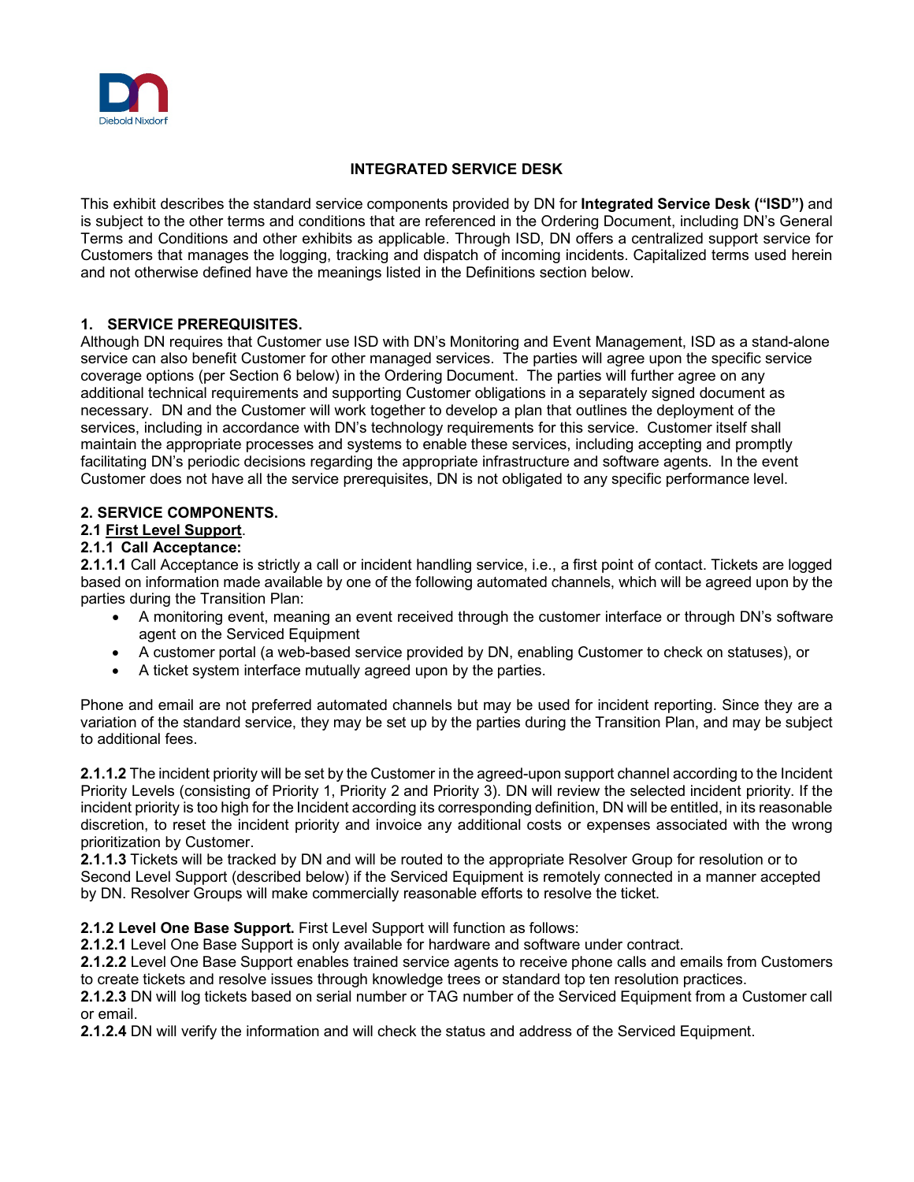# INTEGRATED SERVICE DESK

This exhibit describes the standard service components provided by DN for **Integrated Service Desk ("ISD")** and is subject to the other terms and conditions that are referenced in the Ordering Document, including DN's General Terms and Conditions and other exhibits as applicable. Through ISD, DN offers a centralized support service for Customers that manages the logging, tracking and dispatch of incoming incidents. Capitalized terms used herein and not otherwise defined have the meanings listed in the Definitions section below.

## 1. SERVICE PREREQUISITES.

Although DN requires that Customer use ISD with DN's Monitoring and Event Management, ISD as a stand-alone service can also benefit Customer for other managed services. The parties will agree upon the specific service coverage options (per Section 6 below) in the Ordering Document. The parties will further agree on any additional technical requirements and supporting Customer obligations in a separately signed document as necessary. DN and the Customer will work together to develop a plan that outlines the deployment of the services, including in accordance with DN's technology requirements for this service. Customer itself shall maintain the appropriate processes and systems to enable these services, including accepting and promptly facilitating DN's periodic decisions regarding the appropriate infrastructure and software agents. In the event Customer does not have all the service prerequisites, DN is not obligated to any specific performance level.

## 2. SERVICE COMPONENTS.

### 2.1 First Level Support.

#### 2.1.1 Call Acceptance:

**2.1.1.1** Call Acceptance is strictly a call or incident handling service, i.e., a first point of contact. Tickets are logged based on information made available by one of the following automated channels, which will be agreed upon by the parties during the Transition Plan:

- A monitoring event, meaning an event received through the customer interface or through DN's software agent on the Serviced Equipment
- A customer portal (a web-based service provided by DN, enabling Customer to check on statuses), or
- A ticket system interface mutually agreed upon by the parties.

Phone and email are not preferred automated channels but may be used for incident reporting. Since they are a variation of the standard service, they may be set up by the parties during the Transition Plan, and may be subject to additional fees.

**2.1.1.2** The incident priority will be set by the Customer in the agreed-upon support channel according to the Incident Priority Levels (consisting of Priority 1, Priority 2 and Priority 3). DN will review the selected incident priority. If the incident priority is too high for the Incident according its corresponding definition, DN will be entitled, in its reasonable discretion, to reset the incident priority and invoice any additional costs or expenses associated with the wrong prioritization by Customer.

**2.1.1.3** Tickets will be tracked by DN and will be routed to the appropriate Resolver Group for resolution or to Second Level Support (described below) if the Serviced Equipment is remotely connected in a manner accepted by DN. Resolver Groups will make commercially reasonable efforts to resolve the ticket.

**2.1.2 Level One Base Support.** First Level Support will function as follows:

**2.1.2.1** Level One Base Support is only available for hardware and software under contract.

**2.1.2.2** Level One Base Support enables trained service agents to receive phone calls and emails from Customers to create tickets and resolve issues through knowledge trees or standard top ten resolution practices.

**2.1.2.3** DN will log tickets based on serial number or TAG number of the Serviced Equipment from a Customer call or email.

**2.1.2.4** DN will verify the information and will check the status and address of the Serviced Equipment.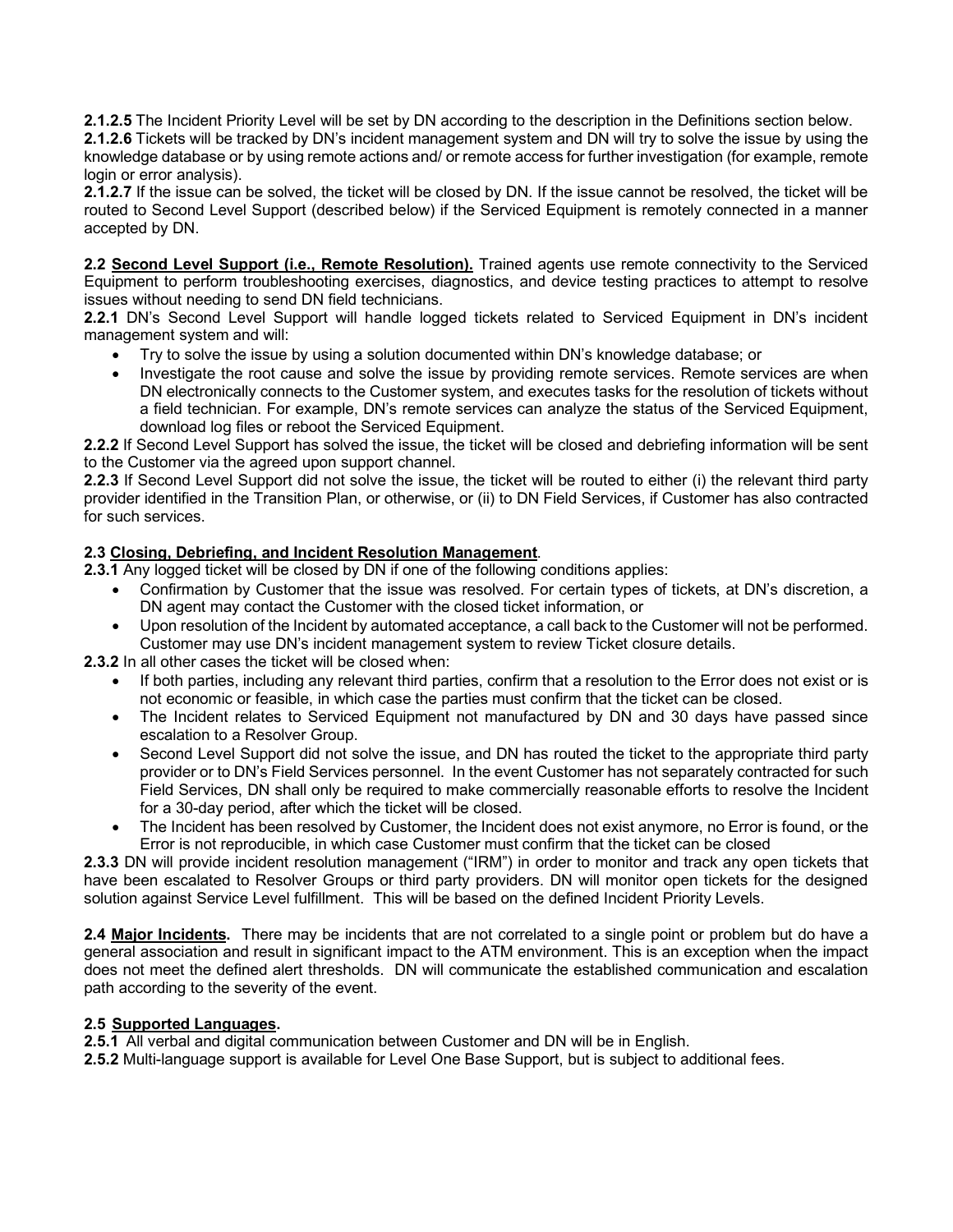**2.1.2.5** The Incident Priority Level will be set by DN according to the description in the Definitions section below.

**2.1.2.6** Tickets will be tracked by DN's incident management system and DN will try to solve the issue by using the knowledge database or by using remote actions and/ or remote access for further investigation (for example, remote login or error analysis).

**2.1.2.7** If the issue can be solved, the ticket will be closed by DN. If the issue cannot be resolved, the ticket will be routed to Second Level Support (described below) if the Serviced Equipment is remotely connected in a manner accepted by DN.

**2.2 <u>Second Level Support (i.e., Remote Resolution).</u>** Trained agents use remote connectivity to the Serviced Equipment to perform troubleshooting exercises, diagnostics, and device testing practices to attempt to resolve issues without needing to send DN field technicians.

**2.2.1** DN's Second Level Support will handle logged tickets related to Serviced Equipment in DN's incident management system and will:

- Try to solve the issue by using a solution documented within DN's knowledge database; or
- Investigate the root cause and solve the issue by providing remote services. Remote services are when DN electronically connects to the Customer system, and executes tasks for the resolution of tickets without a field technician. For example, DN's remote services can analyze the status of the Serviced Equipment, download log files or reboot the Serviced Equipment.

**2.2.2** If Second Level Support has solved the issue, the ticket will be closed and debriefing information will be sent to the Customer via the agreed upon support channel.

**2.2.3** If Second Level Support did not solve the issue, the ticket will be routed to either (i) the relevant third party provider identified in the Transition Plan, or otherwise, or (ii) to DN Field Services, if Customer has also contracted for such services.

**2.3 <u>Closing, Debriefing, and Incident Resolution Management</u>.**

**2.3.1** Any logged ticket will be closed by DN if one of the following conditions applies:

- Confirmation by Customer that the issue was resolved. For certain types of tickets, at DN's discretion, a DN agent may contact the Customer with the closed ticket information, or
- Upon resolution of the Incident by automated acceptance, a call back to the Customer will not be performed. Customer may use DN's incident management system to review Ticket closure details.

**2.3.2** In all other cases the ticket will be closed when:

- If both parties, including any relevant third parties, confirm that a resolution to the Error does not exist or is not economic or feasible, in which case the parties must confirm that the ticket can be closed.
- The Incident relates to Serviced Equipment not manufactured by DN and 30 days have passed since escalation to a Resolver Group.
- Second Level Support did not solve the issue, and DN has routed the ticket to the appropriate third party provider or to DN's Field Services personnel. In the event Customer has not separately contracted for such Field Services, DN shall only be required to make commercially reasonable efforts to resolve the Incident for a 30-day period, after which the ticket will be closed.
- The Incident has been resolved by Customer, the Incident does not exist anymore, no Error is found, or the Error is not reproducible, in which case Customer must confirm that the ticket can be closed

**2.3.3** DN will provide incident resolution management ("IRM") in order to monitor and track any open tickets that have been escalated to Resolver Groups or third party providers. DN will monitor open tickets for the designed solution against Service Level fulfillment. This will be based on the defined Incident Priority Levels.

**2.4 <u>Major Incidents</u>.** There may be incidents that are not correlated to a single point or problem but do have a general association and result in significant impact to the ATM environment. This is an exception when the impact does not meet the defined alert thresholds. DN will communicate the established communication and escalation path according to the severity of the event.

**2.5 <u>Supported Languages</u>.**

**2.5.1** All verbal and digital communication between Customer and DN will be in English.

**2.5.2** Multi-language support is available for Level One Base Support, but is subject to additional fees.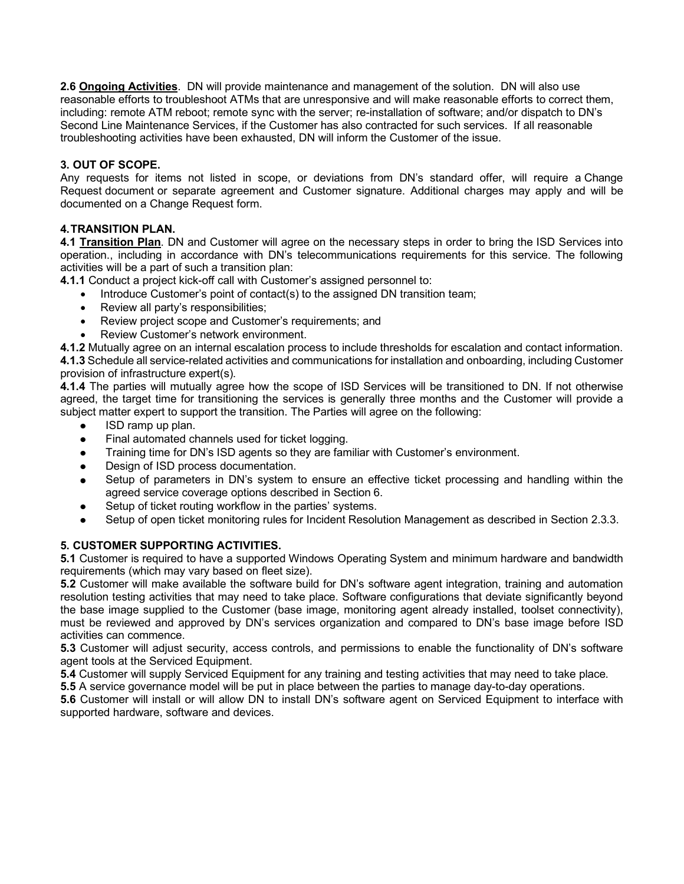**2.6 <u>Ongoing Activities</u>**. DN will provide maintenance and management of the solution. DN will also use reasonable efforts to troubleshoot ATMs that are unresponsive and will make reasonable efforts to correct them, including: remote ATM reboot; remote sync with the server; re-installation of software; and/or dispatch to DN's Second Line Maintenance Services, if the Customer has also contracted for such services. If all reasonable troubleshooting activities have been exhausted, DN will inform the Customer of the issue.

## 3. OUT OF SCOPE.

Any requests for items not listed in scope, or deviations from DN's standard offer, will require a Change Request document or separate agreement and Customer signature. Additional charges may apply and will be documented on a Change Request form.

## 4. TRANSITION PLAN.

**4.1 <u>Transition Plan</u>**. DN and Customer will agree on the necessary steps in order to bring the ISD Services into operation., including in accordance with DN's telecommunications requirements for this service. The following activities will be a part of such a transition plan:

**4.1.1** Conduct a project kick-off call with Customer's assigned personnel to:

- Introduce Customer's point of contact(s) to the assigned DN transition team;
- Review all party's responsibilities;
- Review project scope and Customer's requirements; and
- Review Customer's network environment.

**4.1.2** Mutually agree on an internal escalation process to include thresholds for escalation and contact information.

**4.1.3** Schedule all service-related activities and communications for installation and onboarding, including Customer provision of infrastructure expert(s).

**4.1.4** The parties will mutually agree how the scope of ISD Services will be transitioned to DN. If not otherwise agreed, the target time for transitioning the services is generally three months and the Customer will provide a subject matter expert to support the transition. The Parties will agree on the following:

- ISD ramp up plan.
- Final automated channels used for ticket logging.
- Training time for DN's ISD agents so they are familiar with Customer's environment.
- Design of ISD process documentation.
- Setup of parameters in DN's system to ensure an effective ticket processing and handling within the agreed service coverage options described in Section 6.
- Setup of ticket routing workflow in the parties' systems.
- Setup of open ticket monitoring rules for Incident Resolution Management as described in Section 2.3.3.

## 5. CUSTOMER SUPPORTING ACTIVITIES.

**5.1** Customer is required to have a supported Windows Operating System and minimum hardware and bandwidth requirements (which may vary based on fleet size).

**5.2** Customer will make available the software build for DN's software agent integration, training and automation resolution testing activities that may need to take place. Software configurations that deviate significantly beyond the base image supplied to the Customer (base image, monitoring agent already installed, toolset connectivity), must be reviewed and approved by DN's services organization and compared to DN's base image before ISD activities can commence.

**5.3** Customer will adjust security, access controls, and permissions to enable the functionality of DN's software agent tools at the Serviced Equipment.

**5.4** Customer will supply Serviced Equipment for any training and testing activities that may need to take place.

**5.5** A service governance model will be put in place between the parties to manage day-to-day operations.

**5.6** Customer will install or will allow DN to install DN's software agent on Serviced Equipment to interface with supported hardware, software and devices.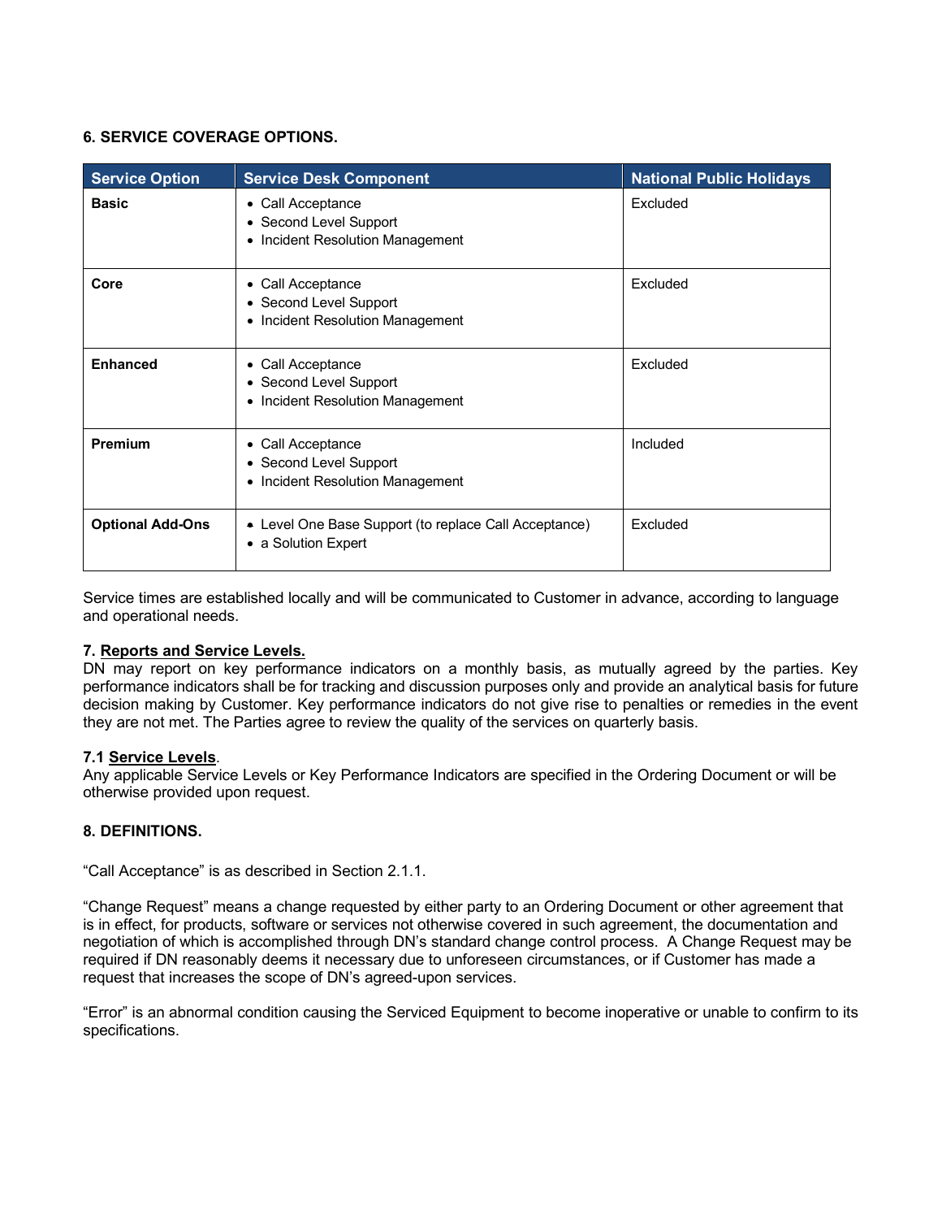### 6. SERVICE COVERAGE OPTIONS.

| Service Option | Service Desk Component | National Public Holidays |
|---|---|---|
| **Basic** | • Call Acceptance<br>• Second Level Support<br>• Incident Resolution Management | Excluded |
| **Core** | • Call Acceptance<br>• Second Level Support<br>• Incident Resolution Management | Excluded |
| **Enhanced** | • Call Acceptance<br>• Second Level Support<br>• Incident Resolution Management | Excluded |
| **Premium** | • Call Acceptance<br>• Second Level Support<br>• Incident Resolution Management | Included |
| **Optional Add-Ons** | • Level One Base Support (to replace Call Acceptance)<br>• a Solution Expert | Excluded |

Service times are established locally and will be communicated to Customer in advance, according to language and operational needs.

**7. <u>Reports and Service Levels.</u>**
DN may report on key performance indicators on a monthly basis, as mutually agreed by the parties. Key performance indicators shall be for tracking and discussion purposes only and provide an analytical basis for future decision making by Customer. Key performance indicators do not give rise to penalties or remedies in the event they are not met. The Parties agree to review the quality of the services on quarterly basis.

**7.1 <u>Service Levels</u>**.
Any applicable Service Levels or Key Performance Indicators are specified in the Ordering Document or will be otherwise provided upon request.

### 8. DEFINITIONS.

"Call Acceptance" is as described in Section 2.1.1.

"Change Request" means a change requested by either party to an Ordering Document or other agreement that is in effect, for products, software or services not otherwise covered in such agreement, the documentation and negotiation of which is accomplished through DN's standard change control process. A Change Request may be required if DN reasonably deems it necessary due to unforeseen circumstances, or if Customer has made a request that increases the scope of DN's agreed-upon services.

"Error" is an abnormal condition causing the Serviced Equipment to become inoperative or unable to confirm to its specifications.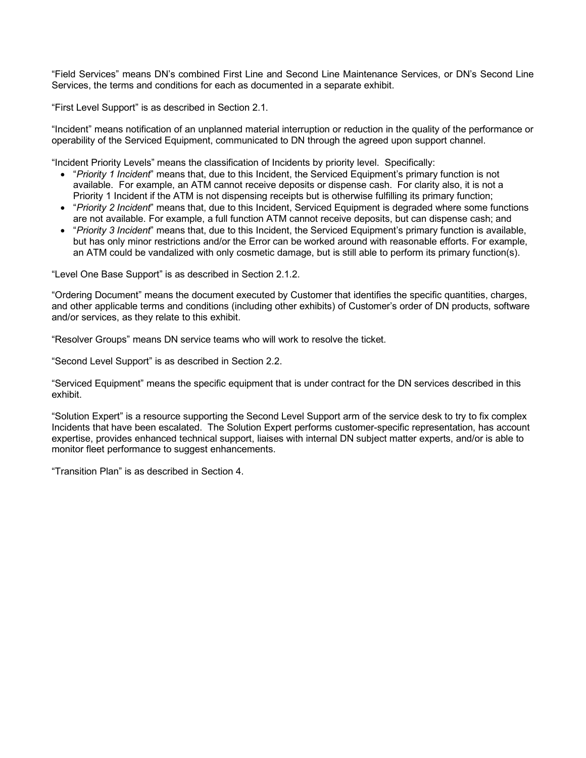"Field Services" means DN's combined First Line and Second Line Maintenance Services, or DN's Second Line Services, the terms and conditions for each as documented in a separate exhibit.

"First Level Support" is as described in Section 2.1.

"Incident" means notification of an unplanned material interruption or reduction in the quality of the performance or operability of the Serviced Equipment, communicated to DN through the agreed upon support channel.

"Incident Priority Levels" means the classification of Incidents by priority level. Specifically:

- "*Priority 1 Incident*" means that, due to this Incident, the Serviced Equipment's primary function is not available. For example, an ATM cannot receive deposits or dispense cash. For clarity also, it is not a Priority 1 Incident if the ATM is not dispensing receipts but is otherwise fulfilling its primary function;
- "*Priority 2 Incident*" means that, due to this Incident, Serviced Equipment is degraded where some functions are not available. For example, a full function ATM cannot receive deposits, but can dispense cash; and
- "*Priority 3 Incident*" means that, due to this Incident, the Serviced Equipment's primary function is available, but has only minor restrictions and/or the Error can be worked around with reasonable efforts. For example, an ATM could be vandalized with only cosmetic damage, but is still able to perform its primary function(s).

"Level One Base Support" is as described in Section 2.1.2.

"Ordering Document" means the document executed by Customer that identifies the specific quantities, charges, and other applicable terms and conditions (including other exhibits) of Customer's order of DN products, software and/or services, as they relate to this exhibit.

"Resolver Groups" means DN service teams who will work to resolve the ticket.

"Second Level Support" is as described in Section 2.2.

"Serviced Equipment" means the specific equipment that is under contract for the DN services described in this exhibit.

"Solution Expert" is a resource supporting the Second Level Support arm of the service desk to try to fix complex Incidents that have been escalated. The Solution Expert performs customer-specific representation, has account expertise, provides enhanced technical support, liaises with internal DN subject matter experts, and/or is able to monitor fleet performance to suggest enhancements.

"Transition Plan" is as described in Section 4.